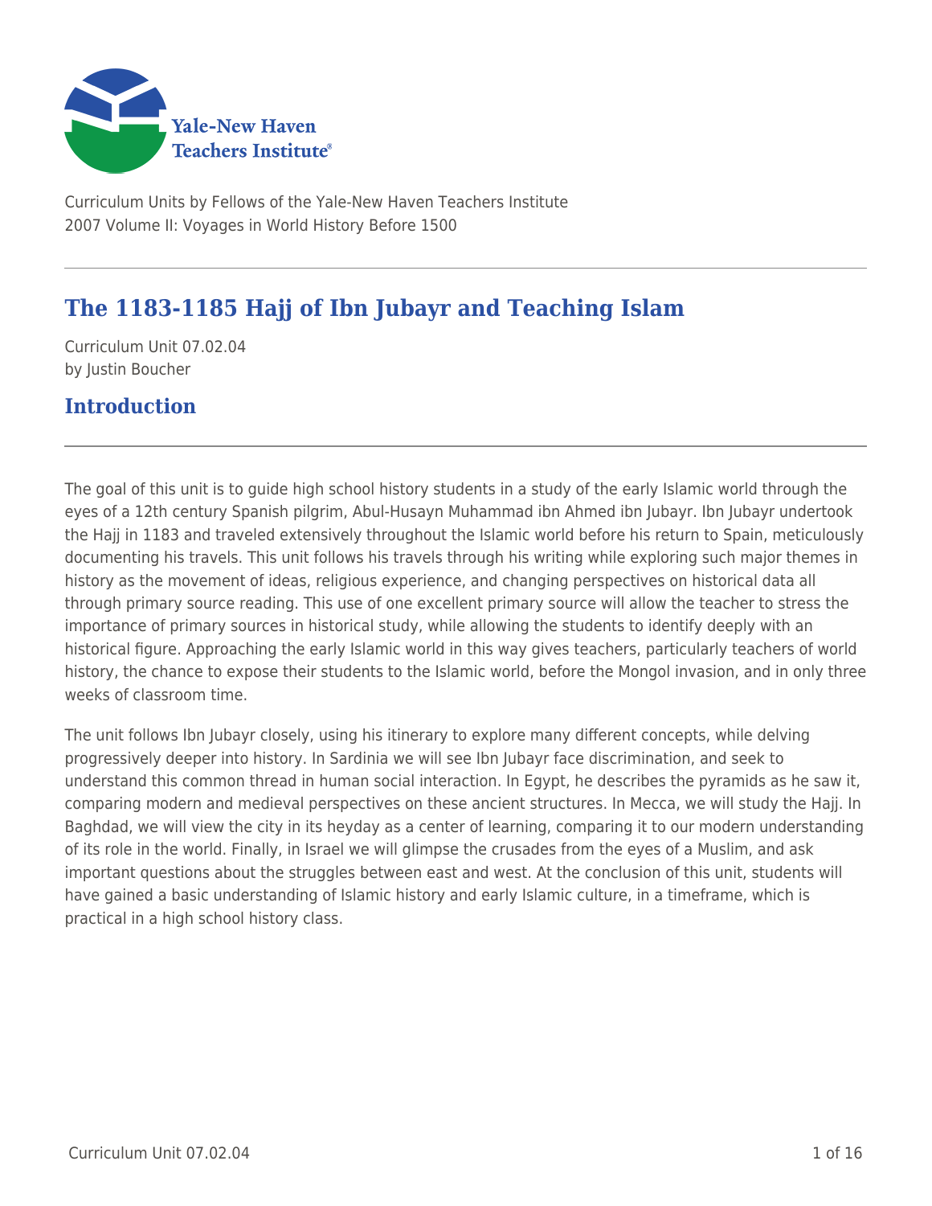Yale-New Haven Teachers Institute

Curriculum Units by Fellows of the Yale-New Haven Teachers Institute
2007 Volume II: Voyages in World History Before 1500

# The 1183-1185 Hajj of Ibn Jubayr and Teaching Islam

Curriculum Unit 07.02.04
by Justin Boucher

## Introduction

The goal of this unit is to guide high school history students in a study of the early Islamic world through the eyes of a 12th century Spanish pilgrim, Abul-Husayn Muhammad ibn Ahmed ibn Jubayr. Ibn Jubayr undertook the Hajj in 1183 and traveled extensively throughout the Islamic world before his return to Spain, meticulously documenting his travels. This unit follows his travels through his writing while exploring such major themes in history as the movement of ideas, religious experience, and changing perspectives on historical data all through primary source reading. This use of one excellent primary source will allow the teacher to stress the importance of primary sources in historical study, while allowing the students to identify deeply with an historical figure. Approaching the early Islamic world in this way gives teachers, particularly teachers of world history, the chance to expose their students to the Islamic world, before the Mongol invasion, and in only three weeks of classroom time.

The unit follows Ibn Jubayr closely, using his itinerary to explore many different concepts, while delving progressively deeper into history. In Sardinia we will see Ibn Jubayr face discrimination, and seek to understand this common thread in human social interaction. In Egypt, he describes the pyramids as he saw it, comparing modern and medieval perspectives on these ancient structures. In Mecca, we will study the Hajj. In Baghdad, we will view the city in its heyday as a center of learning, comparing it to our modern understanding of its role in the world. Finally, in Israel we will glimpse the crusades from the eyes of a Muslim, and ask important questions about the struggles between east and west. At the conclusion of this unit, students will have gained a basic understanding of Islamic history and early Islamic culture, in a timeframe, which is practical in a high school history class.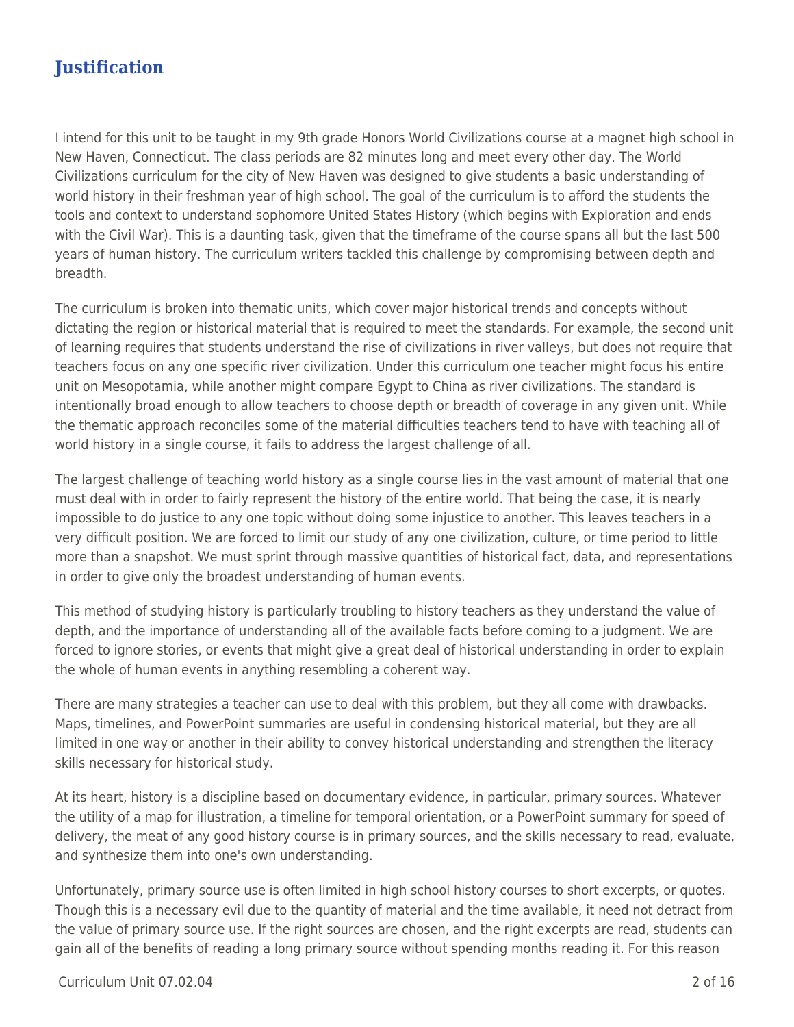## Justification

I intend for this unit to be taught in my 9th grade Honors World Civilizations course at a magnet high school in New Haven, Connecticut. The class periods are 82 minutes long and meet every other day. The World Civilizations curriculum for the city of New Haven was designed to give students a basic understanding of world history in their freshman year of high school. The goal of the curriculum is to afford the students the tools and context to understand sophomore United States History (which begins with Exploration and ends with the Civil War). This is a daunting task, given that the timeframe of the course spans all but the last 500 years of human history. The curriculum writers tackled this challenge by compromising between depth and breadth.

The curriculum is broken into thematic units, which cover major historical trends and concepts without dictating the region or historical material that is required to meet the standards. For example, the second unit of learning requires that students understand the rise of civilizations in river valleys, but does not require that teachers focus on any one specific river civilization. Under this curriculum one teacher might focus his entire unit on Mesopotamia, while another might compare Egypt to China as river civilizations. The standard is intentionally broad enough to allow teachers to choose depth or breadth of coverage in any given unit. While the thematic approach reconciles some of the material difficulties teachers tend to have with teaching all of world history in a single course, it fails to address the largest challenge of all.

The largest challenge of teaching world history as a single course lies in the vast amount of material that one must deal with in order to fairly represent the history of the entire world. That being the case, it is nearly impossible to do justice to any one topic without doing some injustice to another. This leaves teachers in a very difficult position. We are forced to limit our study of any one civilization, culture, or time period to little more than a snapshot. We must sprint through massive quantities of historical fact, data, and representations in order to give only the broadest understanding of human events.

This method of studying history is particularly troubling to history teachers as they understand the value of depth, and the importance of understanding all of the available facts before coming to a judgment. We are forced to ignore stories, or events that might give a great deal of historical understanding in order to explain the whole of human events in anything resembling a coherent way.

There are many strategies a teacher can use to deal with this problem, but they all come with drawbacks. Maps, timelines, and PowerPoint summaries are useful in condensing historical material, but they are all limited in one way or another in their ability to convey historical understanding and strengthen the literacy skills necessary for historical study.

At its heart, history is a discipline based on documentary evidence, in particular, primary sources. Whatever the utility of a map for illustration, a timeline for temporal orientation, or a PowerPoint summary for speed of delivery, the meat of any good history course is in primary sources, and the skills necessary to read, evaluate, and synthesize them into one's own understanding.

Unfortunately, primary source use is often limited in high school history courses to short excerpts, or quotes. Though this is a necessary evil due to the quantity of material and the time available, it need not detract from the value of primary source use. If the right sources are chosen, and the right excerpts are read, students can gain all of the benefits of reading a long primary source without spending months reading it. For this reason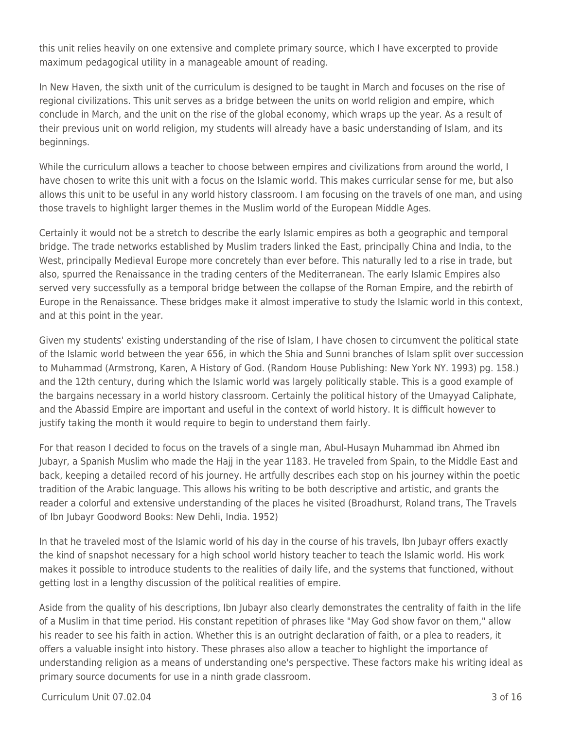this unit relies heavily on one extensive and complete primary source, which I have excerpted to provide maximum pedagogical utility in a manageable amount of reading.

In New Haven, the sixth unit of the curriculum is designed to be taught in March and focuses on the rise of regional civilizations. This unit serves as a bridge between the units on world religion and empire, which conclude in March, and the unit on the rise of the global economy, which wraps up the year. As a result of their previous unit on world religion, my students will already have a basic understanding of Islam, and its beginnings.

While the curriculum allows a teacher to choose between empires and civilizations from around the world, I have chosen to write this unit with a focus on the Islamic world. This makes curricular sense for me, but also allows this unit to be useful in any world history classroom. I am focusing on the travels of one man, and using those travels to highlight larger themes in the Muslim world of the European Middle Ages.

Certainly it would not be a stretch to describe the early Islamic empires as both a geographic and temporal bridge. The trade networks established by Muslim traders linked the East, principally China and India, to the West, principally Medieval Europe more concretely than ever before. This naturally led to a rise in trade, but also, spurred the Renaissance in the trading centers of the Mediterranean. The early Islamic Empires also served very successfully as a temporal bridge between the collapse of the Roman Empire, and the rebirth of Europe in the Renaissance. These bridges make it almost imperative to study the Islamic world in this context, and at this point in the year.

Given my students' existing understanding of the rise of Islam, I have chosen to circumvent the political state of the Islamic world between the year 656, in which the Shia and Sunni branches of Islam split over succession to Muhammad (Armstrong, Karen, A History of God. (Random House Publishing: New York NY. 1993) pg. 158.) and the 12th century, during which the Islamic world was largely politically stable. This is a good example of the bargains necessary in a world history classroom. Certainly the political history of the Umayyad Caliphate, and the Abassid Empire are important and useful in the context of world history. It is difficult however to justify taking the month it would require to begin to understand them fairly.

For that reason I decided to focus on the travels of a single man, Abul-Husayn Muhammad ibn Ahmed ibn Jubayr, a Spanish Muslim who made the Hajj in the year 1183. He traveled from Spain, to the Middle East and back, keeping a detailed record of his journey. He artfully describes each stop on his journey within the poetic tradition of the Arabic language. This allows his writing to be both descriptive and artistic, and grants the reader a colorful and extensive understanding of the places he visited (Broadhurst, Roland trans, The Travels of Ibn Jubayr Goodword Books: New Dehli, India. 1952)

In that he traveled most of the Islamic world of his day in the course of his travels, Ibn Jubayr offers exactly the kind of snapshot necessary for a high school world history teacher to teach the Islamic world. His work makes it possible to introduce students to the realities of daily life, and the systems that functioned, without getting lost in a lengthy discussion of the political realities of empire.

Aside from the quality of his descriptions, Ibn Jubayr also clearly demonstrates the centrality of faith in the life of a Muslim in that time period. His constant repetition of phrases like "May God show favor on them," allow his reader to see his faith in action. Whether this is an outright declaration of faith, or a plea to readers, it offers a valuable insight into history. These phrases also allow a teacher to highlight the importance of understanding religion as a means of understanding one's perspective. These factors make his writing ideal as primary source documents for use in a ninth grade classroom.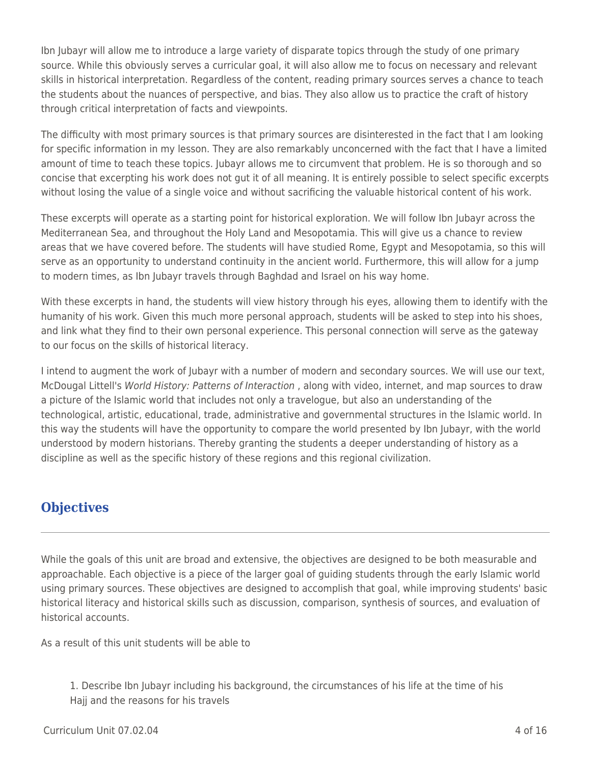Ibn Jubayr will allow me to introduce a large variety of disparate topics through the study of one primary source. While this obviously serves a curricular goal, it will also allow me to focus on necessary and relevant skills in historical interpretation. Regardless of the content, reading primary sources serves a chance to teach the students about the nuances of perspective, and bias. They also allow us to practice the craft of history through critical interpretation of facts and viewpoints.

The difficulty with most primary sources is that primary sources are disinterested in the fact that I am looking for specific information in my lesson. They are also remarkably unconcerned with the fact that I have a limited amount of time to teach these topics. Jubayr allows me to circumvent that problem. He is so thorough and so concise that excerpting his work does not gut it of all meaning. It is entirely possible to select specific excerpts without losing the value of a single voice and without sacrificing the valuable historical content of his work.

These excerpts will operate as a starting point for historical exploration. We will follow Ibn Jubayr across the Mediterranean Sea, and throughout the Holy Land and Mesopotamia. This will give us a chance to review areas that we have covered before. The students will have studied Rome, Egypt and Mesopotamia, so this will serve as an opportunity to understand continuity in the ancient world. Furthermore, this will allow for a jump to modern times, as Ibn Jubayr travels through Baghdad and Israel on his way home.

With these excerpts in hand, the students will view history through his eyes, allowing them to identify with the humanity of his work. Given this much more personal approach, students will be asked to step into his shoes, and link what they find to their own personal experience. This personal connection will serve as the gateway to our focus on the skills of historical literacy.

I intend to augment the work of Jubayr with a number of modern and secondary sources. We will use our text, McDougal Littell's *World History: Patterns of Interaction* , along with video, internet, and map sources to draw a picture of the Islamic world that includes not only a travelogue, but also an understanding of the technological, artistic, educational, trade, administrative and governmental structures in the Islamic world. In this way the students will have the opportunity to compare the world presented by Ibn Jubayr, with the world understood by modern historians. Thereby granting the students a deeper understanding of history as a discipline as well as the specific history of these regions and this regional civilization.

## Objectives

While the goals of this unit are broad and extensive, the objectives are designed to be both measurable and approachable. Each objective is a piece of the larger goal of guiding students through the early Islamic world using primary sources. These objectives are designed to accomplish that goal, while improving students' basic historical literacy and historical skills such as discussion, comparison, synthesis of sources, and evaluation of historical accounts.

As a result of this unit students will be able to

1. Describe Ibn Jubayr including his background, the circumstances of his life at the time of his Hajj and the reasons for his travels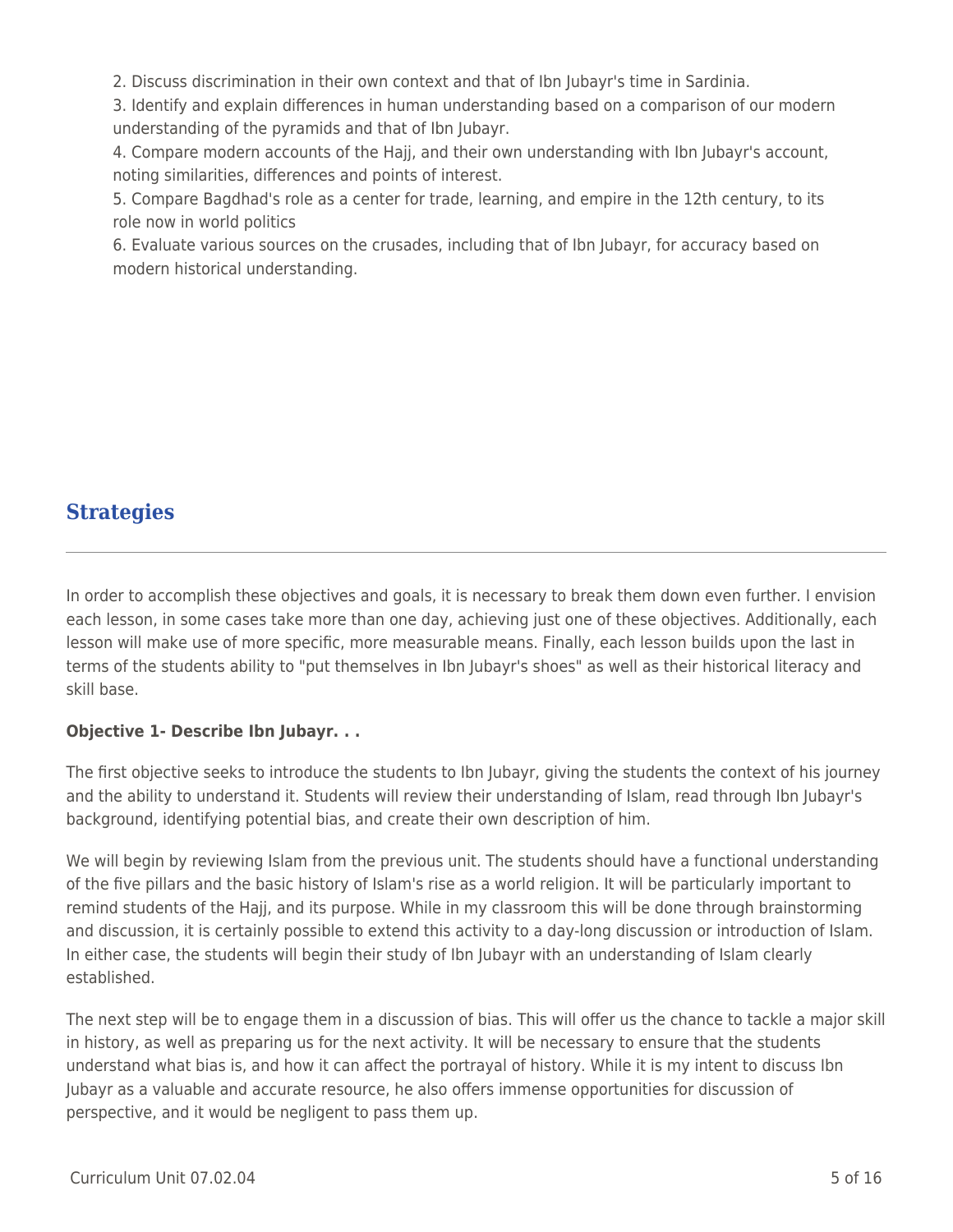2. Discuss discrimination in their own context and that of Ibn Jubayr's time in Sardinia.
3. Identify and explain differences in human understanding based on a comparison of our modern understanding of the pyramids and that of Ibn Jubayr.
4. Compare modern accounts of the Hajj, and their own understanding with Ibn Jubayr's account, noting similarities, differences and points of interest.
5. Compare Bagdhad's role as a center for trade, learning, and empire in the 12th century, to its role now in world politics
6. Evaluate various sources on the crusades, including that of Ibn Jubayr, for accuracy based on modern historical understanding.

## Strategies

In order to accomplish these objectives and goals, it is necessary to break them down even further. I envision each lesson, in some cases take more than one day, achieving just one of these objectives. Additionally, each lesson will make use of more specific, more measurable means. Finally, each lesson builds upon the last in terms of the students ability to "put themselves in Ibn Jubayr's shoes" as well as their historical literacy and skill base.

**Objective 1- Describe Ibn Jubayr. . .**

The first objective seeks to introduce the students to Ibn Jubayr, giving the students the context of his journey and the ability to understand it. Students will review their understanding of Islam, read through Ibn Jubayr's background, identifying potential bias, and create their own description of him.

We will begin by reviewing Islam from the previous unit. The students should have a functional understanding of the five pillars and the basic history of Islam's rise as a world religion. It will be particularly important to remind students of the Hajj, and its purpose. While in my classroom this will be done through brainstorming and discussion, it is certainly possible to extend this activity to a day-long discussion or introduction of Islam. In either case, the students will begin their study of Ibn Jubayr with an understanding of Islam clearly established.

The next step will be to engage them in a discussion of bias. This will offer us the chance to tackle a major skill in history, as well as preparing us for the next activity. It will be necessary to ensure that the students understand what bias is, and how it can affect the portrayal of history. While it is my intent to discuss Ibn Jubayr as a valuable and accurate resource, he also offers immense opportunities for discussion of perspective, and it would be negligent to pass them up.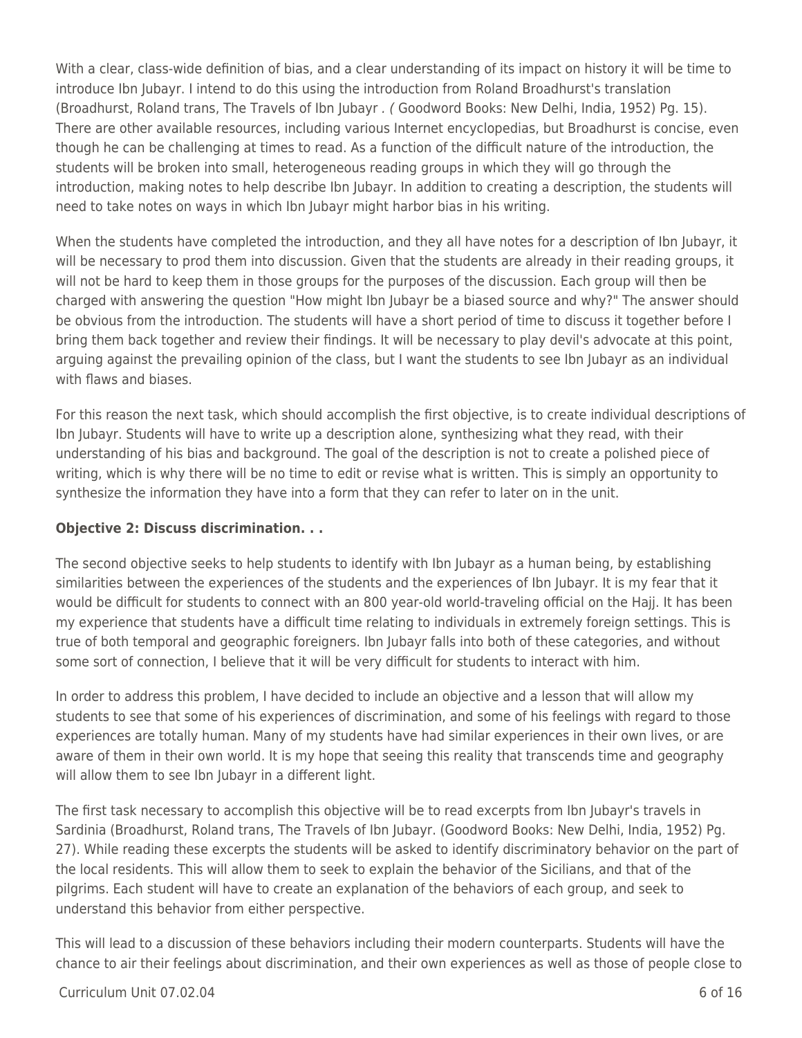With a clear, class-wide definition of bias, and a clear understanding of its impact on history it will be time to introduce Ibn Jubayr. I intend to do this using the introduction from Roland Broadhurst's translation (Broadhurst, Roland trans, The Travels of Ibn Jubayr . *(* Goodword Books: New Delhi, India, 1952) Pg. 15). There are other available resources, including various Internet encyclopedias, but Broadhurst is concise, even though he can be challenging at times to read. As a function of the difficult nature of the introduction, the students will be broken into small, heterogeneous reading groups in which they will go through the introduction, making notes to help describe Ibn Jubayr. In addition to creating a description, the students will need to take notes on ways in which Ibn Jubayr might harbor bias in his writing.

When the students have completed the introduction, and they all have notes for a description of Ibn Jubayr, it will be necessary to prod them into discussion. Given that the students are already in their reading groups, it will not be hard to keep them in those groups for the purposes of the discussion. Each group will then be charged with answering the question "How might Ibn Jubayr be a biased source and why?" The answer should be obvious from the introduction. The students will have a short period of time to discuss it together before I bring them back together and review their findings. It will be necessary to play devil's advocate at this point, arguing against the prevailing opinion of the class, but I want the students to see Ibn Jubayr as an individual with flaws and biases.

For this reason the next task, which should accomplish the first objective, is to create individual descriptions of Ibn Jubayr. Students will have to write up a description alone, synthesizing what they read, with their understanding of his bias and background. The goal of the description is not to create a polished piece of writing, which is why there will be no time to edit or revise what is written. This is simply an opportunity to synthesize the information they have into a form that they can refer to later on in the unit.

**Objective 2: Discuss discrimination. . .**

The second objective seeks to help students to identify with Ibn Jubayr as a human being, by establishing similarities between the experiences of the students and the experiences of Ibn Jubayr. It is my fear that it would be difficult for students to connect with an 800 year-old world-traveling official on the Hajj. It has been my experience that students have a difficult time relating to individuals in extremely foreign settings. This is true of both temporal and geographic foreigners. Ibn Jubayr falls into both of these categories, and without some sort of connection, I believe that it will be very difficult for students to interact with him.

In order to address this problem, I have decided to include an objective and a lesson that will allow my students to see that some of his experiences of discrimination, and some of his feelings with regard to those experiences are totally human. Many of my students have had similar experiences in their own lives, or are aware of them in their own world. It is my hope that seeing this reality that transcends time and geography will allow them to see Ibn Jubayr in a different light.

The first task necessary to accomplish this objective will be to read excerpts from Ibn Jubayr's travels in Sardinia (Broadhurst, Roland trans, The Travels of Ibn Jubayr. (Goodword Books: New Delhi, India, 1952) Pg. 27). While reading these excerpts the students will be asked to identify discriminatory behavior on the part of the local residents. This will allow them to seek to explain the behavior of the Sicilians, and that of the pilgrims. Each student will have to create an explanation of the behaviors of each group, and seek to understand this behavior from either perspective.

This will lead to a discussion of these behaviors including their modern counterparts. Students will have the chance to air their feelings about discrimination, and their own experiences as well as those of people close to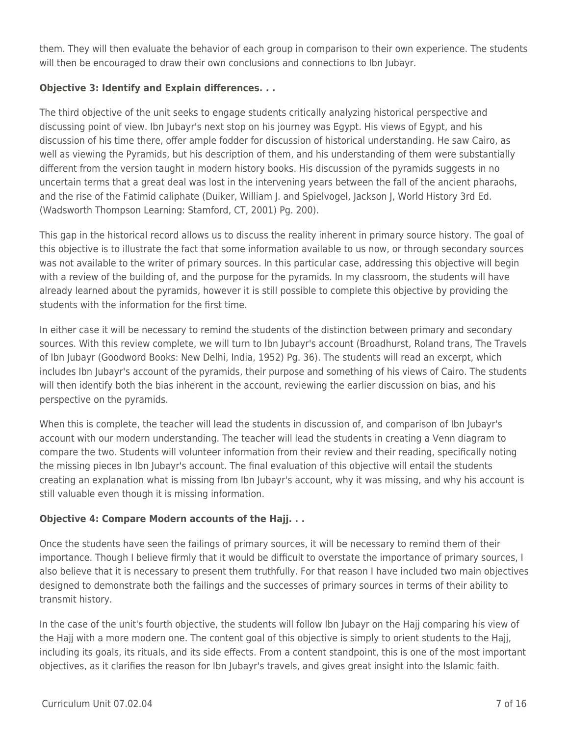them. They will then evaluate the behavior of each group in comparison to their own experience. The students will then be encouraged to draw their own conclusions and connections to Ibn Jubayr.

**Objective 3: Identify and Explain differences. . .**

The third objective of the unit seeks to engage students critically analyzing historical perspective and discussing point of view. Ibn Jubayr's next stop on his journey was Egypt. His views of Egypt, and his discussion of his time there, offer ample fodder for discussion of historical understanding. He saw Cairo, as well as viewing the Pyramids, but his description of them, and his understanding of them were substantially different from the version taught in modern history books. His discussion of the pyramids suggests in no uncertain terms that a great deal was lost in the intervening years between the fall of the ancient pharaohs, and the rise of the Fatimid caliphate (Duiker, William J. and Spielvogel, Jackson J, World History 3rd Ed. (Wadsworth Thompson Learning: Stamford, CT, 2001) Pg. 200).

This gap in the historical record allows us to discuss the reality inherent in primary source history. The goal of this objective is to illustrate the fact that some information available to us now, or through secondary sources was not available to the writer of primary sources. In this particular case, addressing this objective will begin with a review of the building of, and the purpose for the pyramids. In my classroom, the students will have already learned about the pyramids, however it is still possible to complete this objective by providing the students with the information for the first time.

In either case it will be necessary to remind the students of the distinction between primary and secondary sources. With this review complete, we will turn to Ibn Jubayr's account (Broadhurst, Roland trans, The Travels of Ibn Jubayr (Goodword Books: New Delhi, India, 1952) Pg. 36). The students will read an excerpt, which includes Ibn Jubayr's account of the pyramids, their purpose and something of his views of Cairo. The students will then identify both the bias inherent in the account, reviewing the earlier discussion on bias, and his perspective on the pyramids.

When this is complete, the teacher will lead the students in discussion of, and comparison of Ibn Jubayr's account with our modern understanding. The teacher will lead the students in creating a Venn diagram to compare the two. Students will volunteer information from their review and their reading, specifically noting the missing pieces in Ibn Jubayr's account. The final evaluation of this objective will entail the students creating an explanation what is missing from Ibn Jubayr's account, why it was missing, and why his account is still valuable even though it is missing information.

**Objective 4: Compare Modern accounts of the Hajj. . .**

Once the students have seen the failings of primary sources, it will be necessary to remind them of their importance. Though I believe firmly that it would be difficult to overstate the importance of primary sources, I also believe that it is necessary to present them truthfully. For that reason I have included two main objectives designed to demonstrate both the failings and the successes of primary sources in terms of their ability to transmit history.

In the case of the unit's fourth objective, the students will follow Ibn Jubayr on the Hajj comparing his view of the Hajj with a more modern one. The content goal of this objective is simply to orient students to the Hajj, including its goals, its rituals, and its side effects. From a content standpoint, this is one of the most important objectives, as it clarifies the reason for Ibn Jubayr's travels, and gives great insight into the Islamic faith.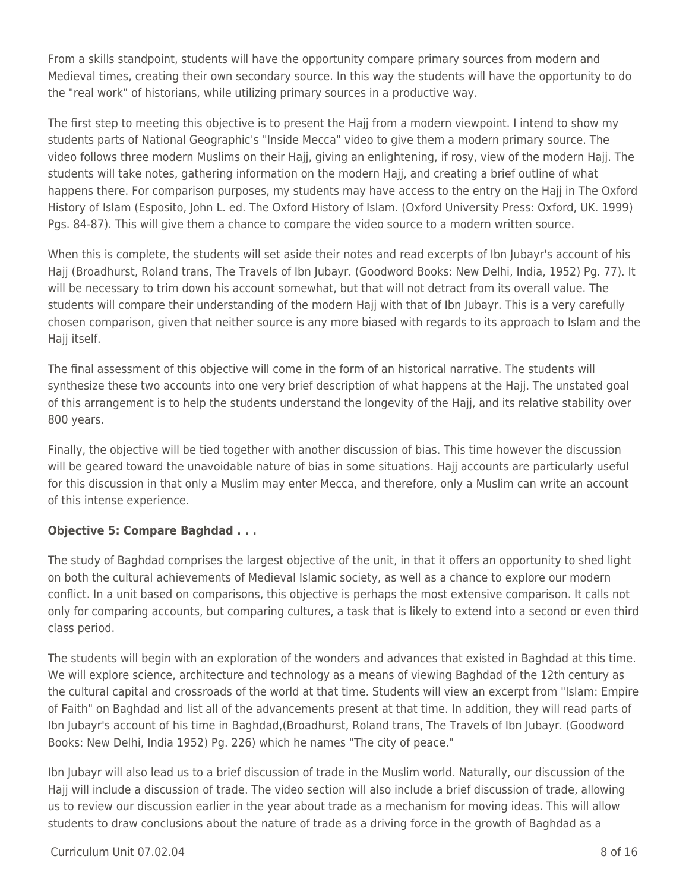From a skills standpoint, students will have the opportunity compare primary sources from modern and Medieval times, creating their own secondary source. In this way the students will have the opportunity to do the "real work" of historians, while utilizing primary sources in a productive way.

The first step to meeting this objective is to present the Hajj from a modern viewpoint. I intend to show my students parts of National Geographic's "Inside Mecca" video to give them a modern primary source. The video follows three modern Muslims on their Hajj, giving an enlightening, if rosy, view of the modern Hajj. The students will take notes, gathering information on the modern Hajj, and creating a brief outline of what happens there. For comparison purposes, my students may have access to the entry on the Hajj in The Oxford History of Islam (Esposito, John L. ed. The Oxford History of Islam. (Oxford University Press: Oxford, UK. 1999) Pgs. 84-87). This will give them a chance to compare the video source to a modern written source.

When this is complete, the students will set aside their notes and read excerpts of Ibn Jubayr's account of his Hajj (Broadhurst, Roland trans, The Travels of Ibn Jubayr. (Goodword Books: New Delhi, India, 1952) Pg. 77). It will be necessary to trim down his account somewhat, but that will not detract from its overall value. The students will compare their understanding of the modern Hajj with that of Ibn Jubayr. This is a very carefully chosen comparison, given that neither source is any more biased with regards to its approach to Islam and the Hajj itself.

The final assessment of this objective will come in the form of an historical narrative. The students will synthesize these two accounts into one very brief description of what happens at the Hajj. The unstated goal of this arrangement is to help the students understand the longevity of the Hajj, and its relative stability over 800 years.

Finally, the objective will be tied together with another discussion of bias. This time however the discussion will be geared toward the unavoidable nature of bias in some situations. Hajj accounts are particularly useful for this discussion in that only a Muslim may enter Mecca, and therefore, only a Muslim can write an account of this intense experience.

**Objective 5: Compare Baghdad . . .**

The study of Baghdad comprises the largest objective of the unit, in that it offers an opportunity to shed light on both the cultural achievements of Medieval Islamic society, as well as a chance to explore our modern conflict. In a unit based on comparisons, this objective is perhaps the most extensive comparison. It calls not only for comparing accounts, but comparing cultures, a task that is likely to extend into a second or even third class period.

The students will begin with an exploration of the wonders and advances that existed in Baghdad at this time. We will explore science, architecture and technology as a means of viewing Baghdad of the 12th century as the cultural capital and crossroads of the world at that time. Students will view an excerpt from "Islam: Empire of Faith" on Baghdad and list all of the advancements present at that time. In addition, they will read parts of Ibn Jubayr's account of his time in Baghdad,(Broadhurst, Roland trans, The Travels of Ibn Jubayr. (Goodword Books: New Delhi, India 1952) Pg. 226) which he names "The city of peace."

Ibn Jubayr will also lead us to a brief discussion of trade in the Muslim world. Naturally, our discussion of the Hajj will include a discussion of trade. The video section will also include a brief discussion of trade, allowing us to review our discussion earlier in the year about trade as a mechanism for moving ideas. This will allow students to draw conclusions about the nature of trade as a driving force in the growth of Baghdad as a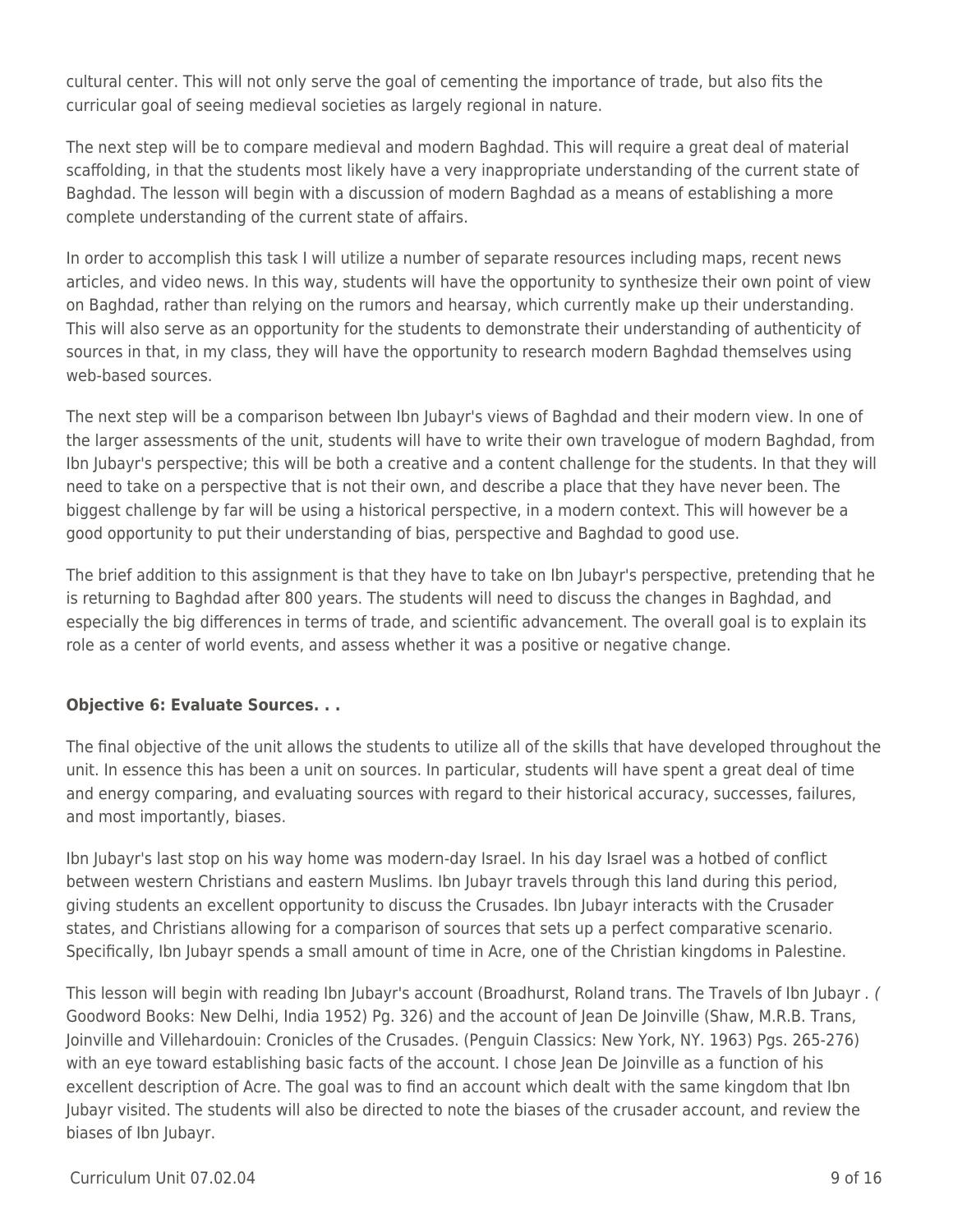cultural center. This will not only serve the goal of cementing the importance of trade, but also fits the curricular goal of seeing medieval societies as largely regional in nature.

The next step will be to compare medieval and modern Baghdad. This will require a great deal of material scaffolding, in that the students most likely have a very inappropriate understanding of the current state of Baghdad. The lesson will begin with a discussion of modern Baghdad as a means of establishing a more complete understanding of the current state of affairs.

In order to accomplish this task I will utilize a number of separate resources including maps, recent news articles, and video news. In this way, students will have the opportunity to synthesize their own point of view on Baghdad, rather than relying on the rumors and hearsay, which currently make up their understanding. This will also serve as an opportunity for the students to demonstrate their understanding of authenticity of sources in that, in my class, they will have the opportunity to research modern Baghdad themselves using web-based sources.

The next step will be a comparison between Ibn Jubayr's views of Baghdad and their modern view. In one of the larger assessments of the unit, students will have to write their own travelogue of modern Baghdad, from Ibn Jubayr's perspective; this will be both a creative and a content challenge for the students. In that they will need to take on a perspective that is not their own, and describe a place that they have never been. The biggest challenge by far will be using a historical perspective, in a modern context. This will however be a good opportunity to put their understanding of bias, perspective and Baghdad to good use.

The brief addition to this assignment is that they have to take on Ibn Jubayr's perspective, pretending that he is returning to Baghdad after 800 years. The students will need to discuss the changes in Baghdad, and especially the big differences in terms of trade, and scientific advancement. The overall goal is to explain its role as a center of world events, and assess whether it was a positive or negative change.

**Objective 6: Evaluate Sources. . .**

The final objective of the unit allows the students to utilize all of the skills that have developed throughout the unit. In essence this has been a unit on sources. In particular, students will have spent a great deal of time and energy comparing, and evaluating sources with regard to their historical accuracy, successes, failures, and most importantly, biases.

Ibn Jubayr's last stop on his way home was modern-day Israel. In his day Israel was a hotbed of conflict between western Christians and eastern Muslims. Ibn Jubayr travels through this land during this period, giving students an excellent opportunity to discuss the Crusades. Ibn Jubayr interacts with the Crusader states, and Christians allowing for a comparison of sources that sets up a perfect comparative scenario. Specifically, Ibn Jubayr spends a small amount of time in Acre, one of the Christian kingdoms in Palestine.

This lesson will begin with reading Ibn Jubayr's account (Broadhurst, Roland trans. *The Travels of Ibn Jubayr* . *(* Goodword Books: New Delhi, India 1952) Pg. 326) and the account of Jean De Joinville (Shaw, M.R.B. Trans, Joinville and Villehardouin: Cronicles of the Crusades. (Penguin Classics: New York, NY. 1963) Pgs. 265-276) with an eye toward establishing basic facts of the account. I chose Jean De Joinville as a function of his excellent description of Acre. The goal was to find an account which dealt with the same kingdom that Ibn Jubayr visited. The students will also be directed to note the biases of the crusader account, and review the biases of Ibn Jubayr.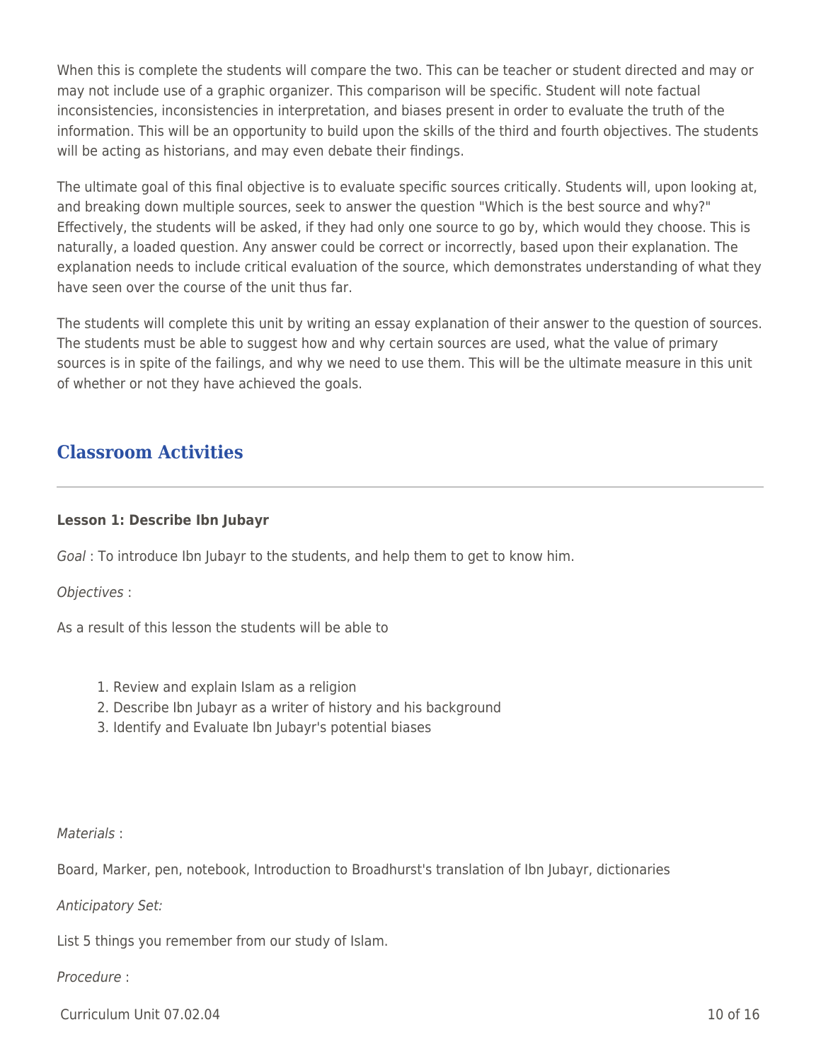When this is complete the students will compare the two. This can be teacher or student directed and may or may not include use of a graphic organizer. This comparison will be specific. Student will note factual inconsistencies, inconsistencies in interpretation, and biases present in order to evaluate the truth of the information. This will be an opportunity to build upon the skills of the third and fourth objectives. The students will be acting as historians, and may even debate their findings.

The ultimate goal of this final objective is to evaluate specific sources critically. Students will, upon looking at, and breaking down multiple sources, seek to answer the question "Which is the best source and why?" Effectively, the students will be asked, if they had only one source to go by, which would they choose. This is naturally, a loaded question. Any answer could be correct or incorrectly, based upon their explanation. The explanation needs to include critical evaluation of the source, which demonstrates understanding of what they have seen over the course of the unit thus far.

The students will complete this unit by writing an essay explanation of their answer to the question of sources. The students must be able to suggest how and why certain sources are used, what the value of primary sources is in spite of the failings, and why we need to use them. This will be the ultimate measure in this unit of whether or not they have achieved the goals.

## Classroom Activities

**Lesson 1: Describe Ibn Jubayr**

*Goal* : To introduce Ibn Jubayr to the students, and help them to get to know him.

*Objectives* :

As a result of this lesson the students will be able to

1. Review and explain Islam as a religion
2. Describe Ibn Jubayr as a writer of history and his background
3. Identify and Evaluate Ibn Jubayr's potential biases

*Materials* :

Board, Marker, pen, notebook, Introduction to Broadhurst's translation of Ibn Jubayr, dictionaries

*Anticipatory Set:*

List 5 things you remember from our study of Islam.

*Procedure* :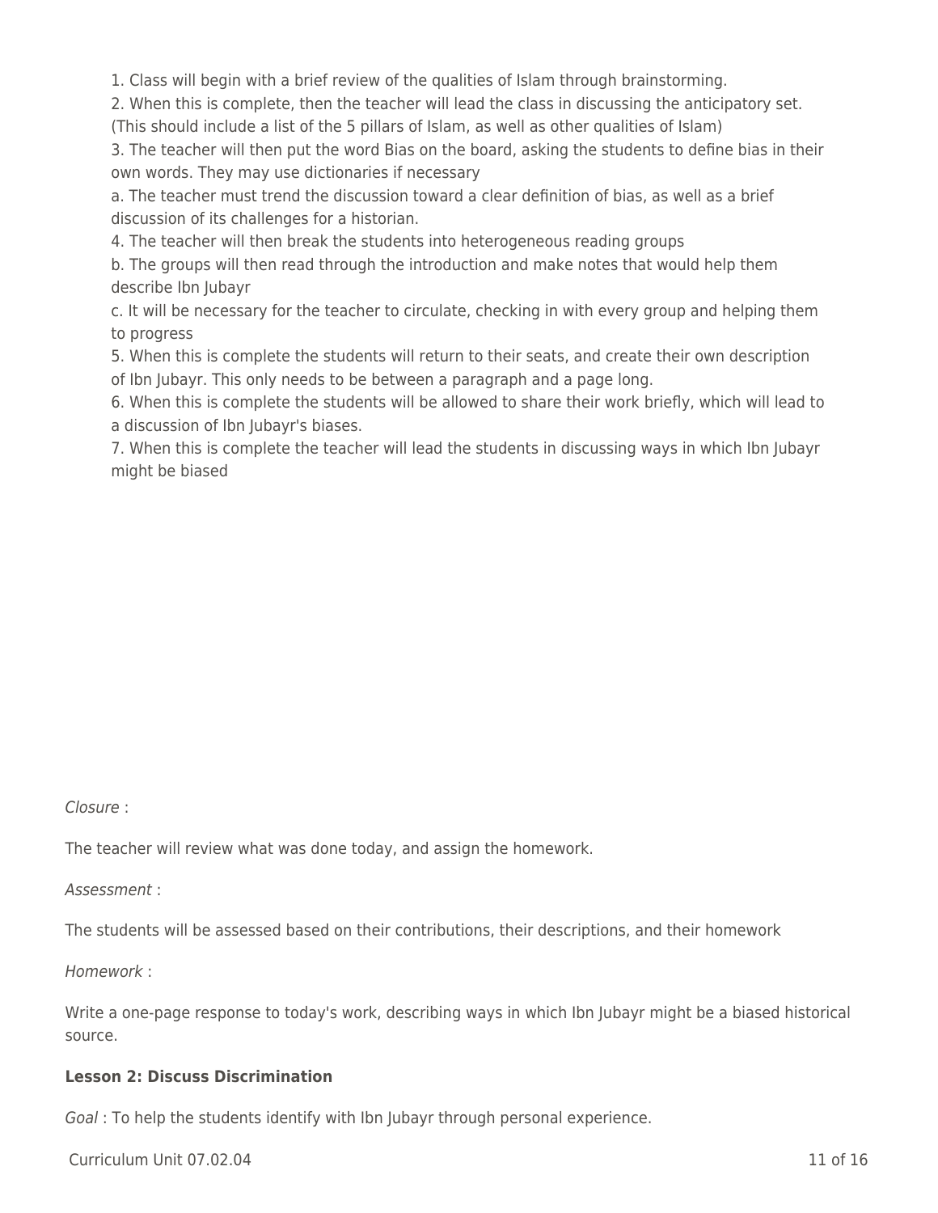1. Class will begin with a brief review of the qualities of Islam through brainstorming.
2. When this is complete, then the teacher will lead the class in discussing the anticipatory set. (This should include a list of the 5 pillars of Islam, as well as other qualities of Islam)
3. The teacher will then put the word Bias on the board, asking the students to define bias in their own words. They may use dictionaries if necessary
a. The teacher must trend the discussion toward a clear definition of bias, as well as a brief discussion of its challenges for a historian.
4. The teacher will then break the students into heterogeneous reading groups
b. The groups will then read through the introduction and make notes that would help them describe Ibn Jubayr
c. It will be necessary for the teacher to circulate, checking in with every group and helping them to progress
5. When this is complete the students will return to their seats, and create their own description of Ibn Jubayr. This only needs to be between a paragraph and a page long.
6. When this is complete the students will be allowed to share their work briefly, which will lead to a discussion of Ibn Jubayr's biases.
7. When this is complete the teacher will lead the students in discussing ways in which Ibn Jubayr might be biased

*Closure* :

The teacher will review what was done today, and assign the homework.

*Assessment* :

The students will be assessed based on their contributions, their descriptions, and their homework

*Homework* :

Write a one-page response to today's work, describing ways in which Ibn Jubayr might be a biased historical source.

**Lesson 2: Discuss Discrimination**

*Goal* : To help the students identify with Ibn Jubayr through personal experience.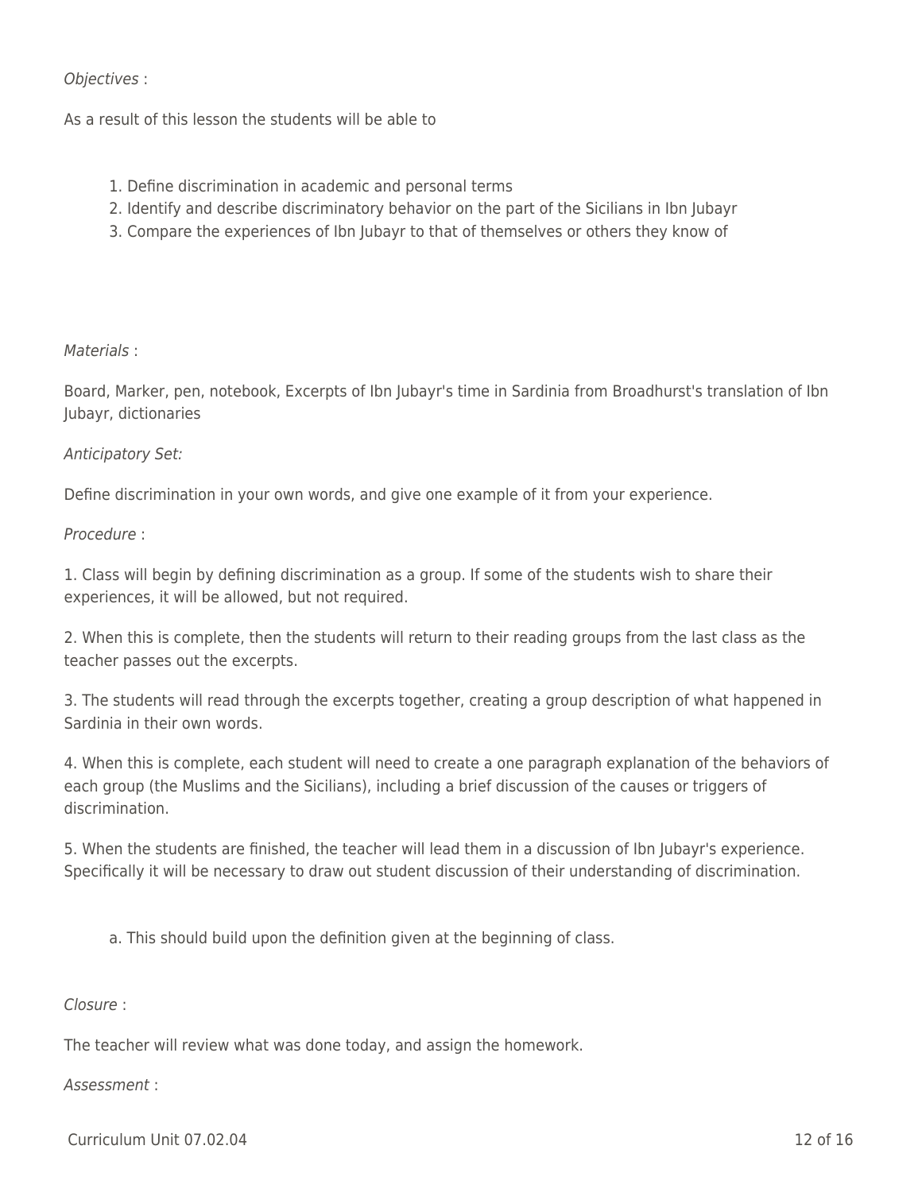*Objectives* :

As a result of this lesson the students will be able to

1. Define discrimination in academic and personal terms
2. Identify and describe discriminatory behavior on the part of the Sicilians in Ibn Jubayr
3. Compare the experiences of Ibn Jubayr to that of themselves or others they know of

*Materials* :

Board, Marker, pen, notebook, Excerpts of Ibn Jubayr's time in Sardinia from Broadhurst's translation of Ibn Jubayr, dictionaries

*Anticipatory Set:*

Define discrimination in your own words, and give one example of it from your experience.

*Procedure* :

1. Class will begin by defining discrimination as a group. If some of the students wish to share their experiences, it will be allowed, but not required.

2. When this is complete, then the students will return to their reading groups from the last class as the teacher passes out the excerpts.

3. The students will read through the excerpts together, creating a group description of what happened in Sardinia in their own words.

4. When this is complete, each student will need to create a one paragraph explanation of the behaviors of each group (the Muslims and the Sicilians), including a brief discussion of the causes or triggers of discrimination.

5. When the students are finished, the teacher will lead them in a discussion of Ibn Jubayr's experience. Specifically it will be necessary to draw out student discussion of their understanding of discrimination.

   a. This should build upon the definition given at the beginning of class.

*Closure* :

The teacher will review what was done today, and assign the homework.

*Assessment* :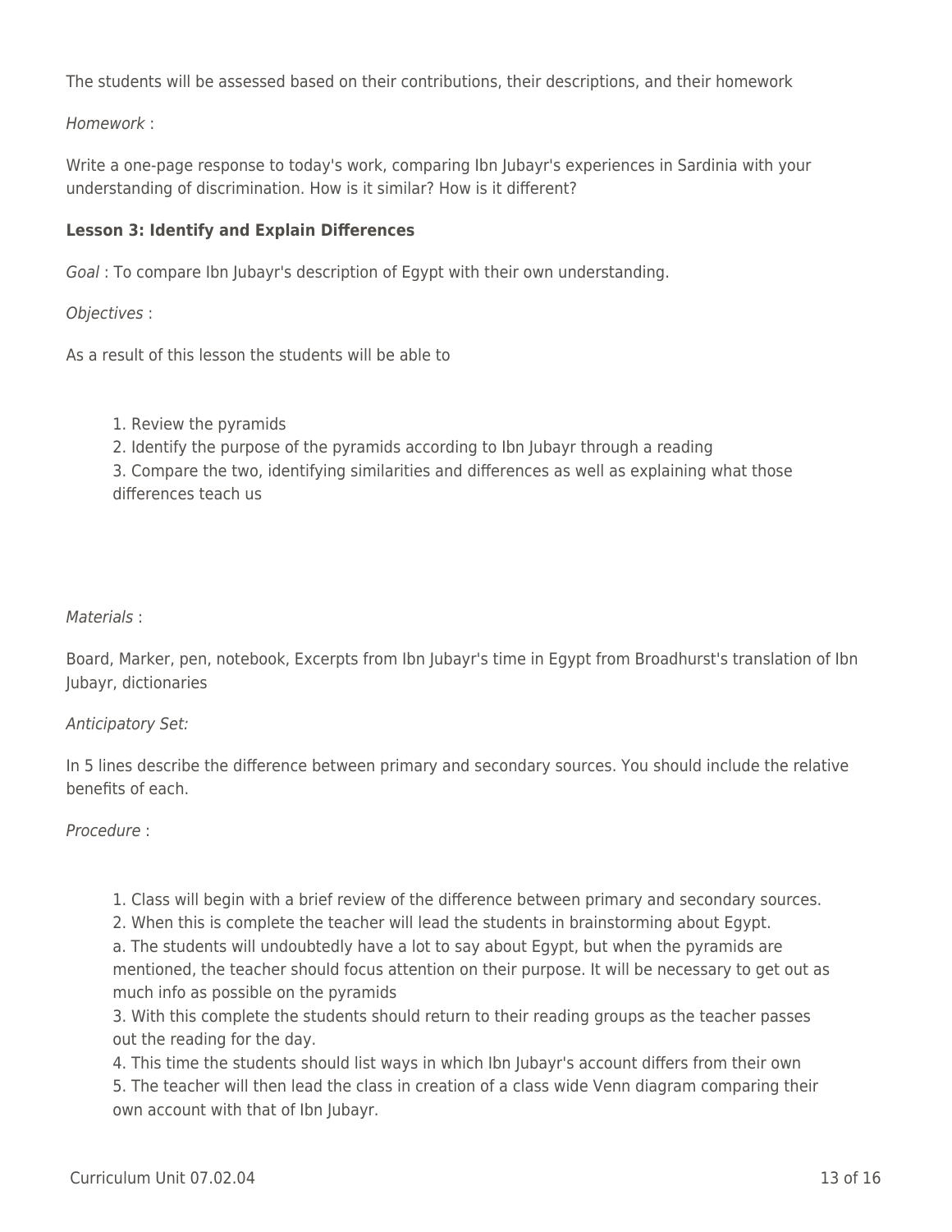The students will be assessed based on their contributions, their descriptions, and their homework

*Homework* :

Write a one-page response to today's work, comparing Ibn Jubayr's experiences in Sardinia with your understanding of discrimination. How is it similar? How is it different?

**Lesson 3: Identify and Explain Differences**

*Goal* : To compare Ibn Jubayr's description of Egypt with their own understanding.

*Objectives* :

As a result of this lesson the students will be able to

1. Review the pyramids
2. Identify the purpose of the pyramids according to Ibn Jubayr through a reading
3. Compare the two, identifying similarities and differences as well as explaining what those differences teach us

*Materials* :

Board, Marker, pen, notebook, Excerpts from Ibn Jubayr's time in Egypt from Broadhurst's translation of Ibn Jubayr, dictionaries

*Anticipatory Set:*

In 5 lines describe the difference between primary and secondary sources. You should include the relative benefits of each.

*Procedure* :

1. Class will begin with a brief review of the difference between primary and secondary sources.
2. When this is complete the teacher will lead the students in brainstorming about Egypt.
   a. The students will undoubtedly have a lot to say about Egypt, but when the pyramids are mentioned, the teacher should focus attention on their purpose. It will be necessary to get out as much info as possible on the pyramids
3. With this complete the students should return to their reading groups as the teacher passes out the reading for the day.
4. This time the students should list ways in which Ibn Jubayr's account differs from their own
5. The teacher will then lead the class in creation of a class wide Venn diagram comparing their own account with that of Ibn Jubayr.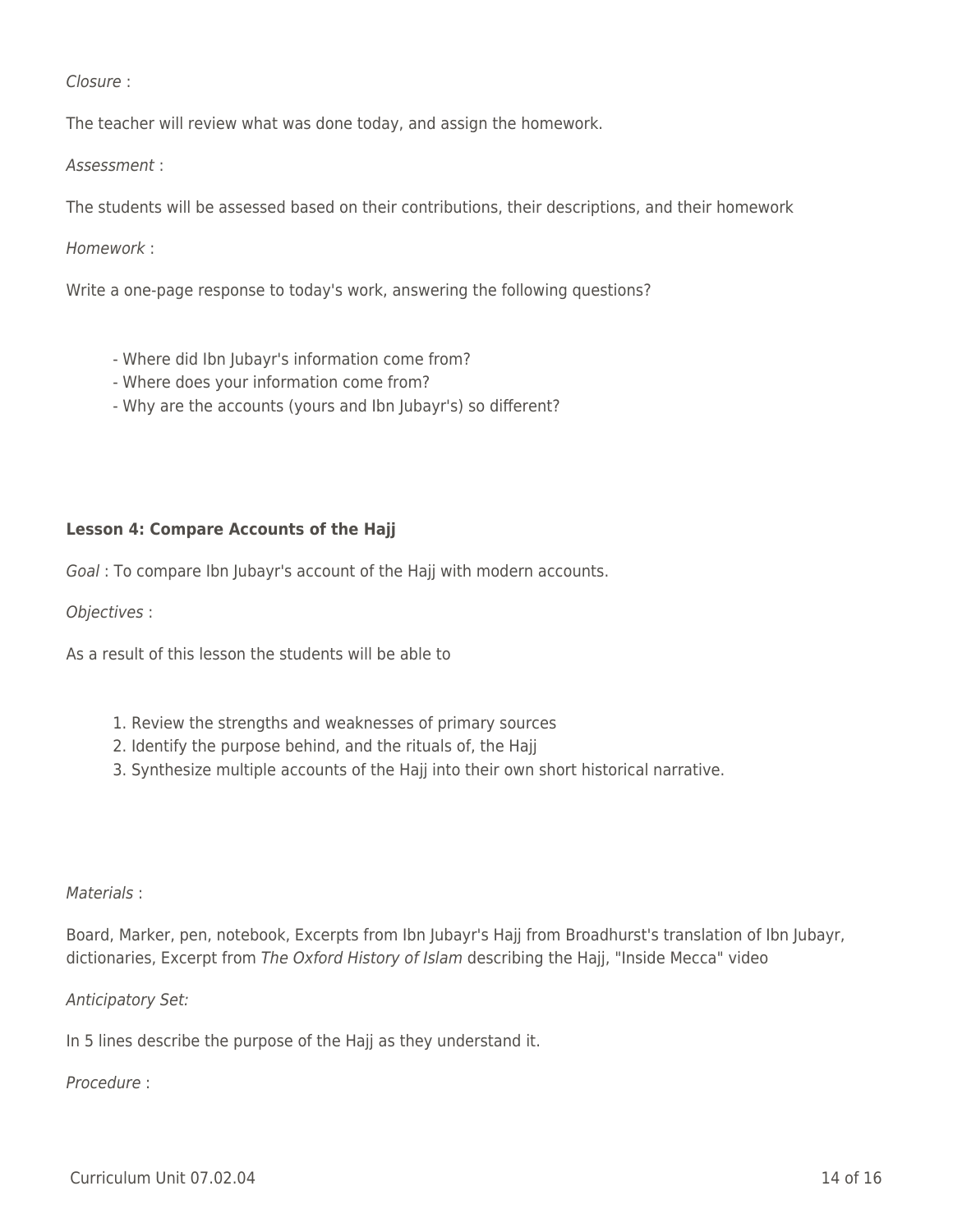*Closure* :

The teacher will review what was done today, and assign the homework.

*Assessment* :

The students will be assessed based on their contributions, their descriptions, and their homework

*Homework* :

Write a one-page response to today's work, answering the following questions?

- Where did Ibn Jubayr's information come from?
- Where does your information come from?
- Why are the accounts (yours and Ibn Jubayr's) so different?

**Lesson 4: Compare Accounts of the Hajj**

*Goal* : To compare Ibn Jubayr's account of the Hajj with modern accounts.

*Objectives* :

As a result of this lesson the students will be able to

1. Review the strengths and weaknesses of primary sources
2. Identify the purpose behind, and the rituals of, the Hajj
3. Synthesize multiple accounts of the Hajj into their own short historical narrative.

*Materials* :

Board, Marker, pen, notebook, Excerpts from Ibn Jubayr's Hajj from Broadhurst's translation of Ibn Jubayr, dictionaries, Excerpt from *The Oxford History of Islam* describing the Hajj, "Inside Mecca" video

*Anticipatory Set:*

In 5 lines describe the purpose of the Hajj as they understand it.

*Procedure* :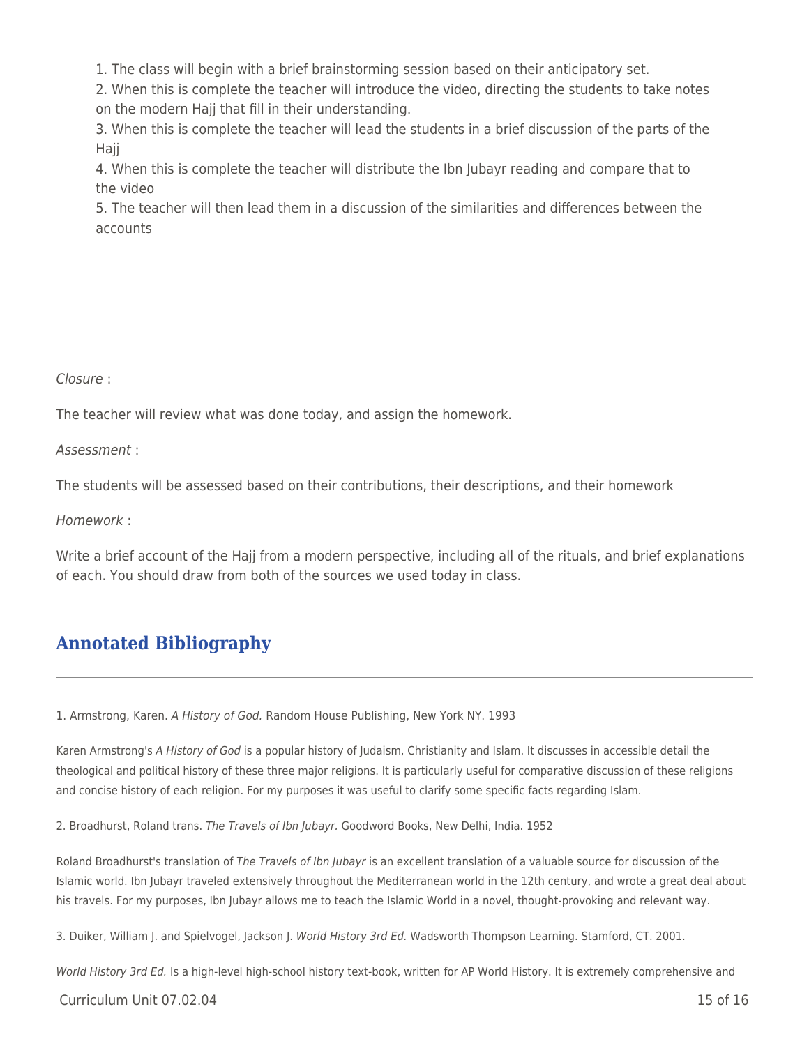1. The class will begin with a brief brainstorming session based on their anticipatory set.
2. When this is complete the teacher will introduce the video, directing the students to take notes on the modern Hajj that fill in their understanding.
3. When this is complete the teacher will lead the students in a brief discussion of the parts of the Hajj
4. When this is complete the teacher will distribute the Ibn Jubayr reading and compare that to the video
5. The teacher will then lead them in a discussion of the similarities and differences between the accounts

*Closure* :

The teacher will review what was done today, and assign the homework.

*Assessment* :

The students will be assessed based on their contributions, their descriptions, and their homework

*Homework* :

Write a brief account of the Hajj from a modern perspective, including all of the rituals, and brief explanations of each. You should draw from both of the sources we used today in class.

## Annotated Bibliography

1. Armstrong, Karen. *A History of God.* Random House Publishing, New York NY. 1993

Karen Armstrong's *A History of God* is a popular history of Judaism, Christianity and Islam. It discusses in accessible detail the theological and political history of these three major religions. It is particularly useful for comparative discussion of these religions and concise history of each religion. For my purposes it was useful to clarify some specific facts regarding Islam.

2. Broadhurst, Roland trans. *The Travels of Ibn Jubayr.* Goodword Books, New Delhi, India. 1952

Roland Broadhurst's translation of *The Travels of Ibn Jubayr* is an excellent translation of a valuable source for discussion of the Islamic world. Ibn Jubayr traveled extensively throughout the Mediterranean world in the 12th century, and wrote a great deal about his travels. For my purposes, Ibn Jubayr allows me to teach the Islamic World in a novel, thought-provoking and relevant way.

3. Duiker, William J. and Spielvogel, Jackson J. *World History 3rd Ed.* Wadsworth Thompson Learning. Stamford, CT. 2001.

*World History 3rd Ed.* Is a high-level high-school history text-book, written for AP World History. It is extremely comprehensive and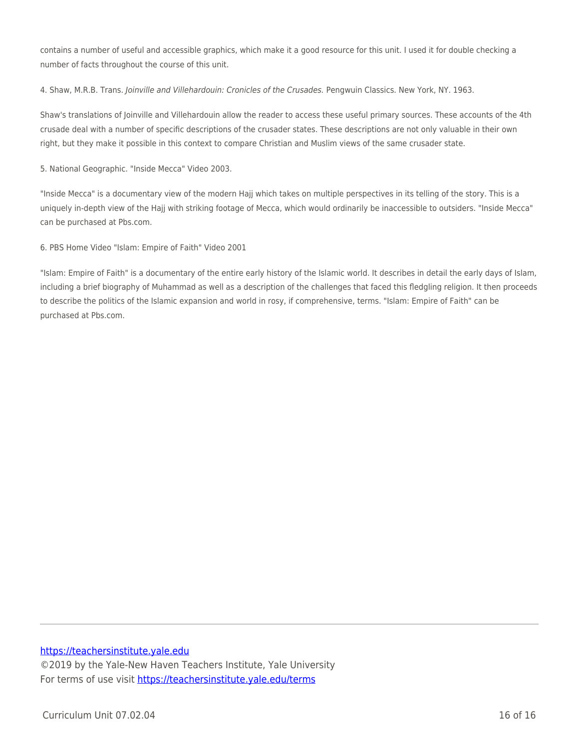contains a number of useful and accessible graphics, which make it a good resource for this unit. I used it for double checking a number of facts throughout the course of this unit.

4. Shaw, M.R.B. Trans. *Joinville and Villehardouin: Cronicles of the Crusades.* Pengwuin Classics. New York, NY. 1963.

Shaw's translations of Joinville and Villehardouin allow the reader to access these useful primary sources. These accounts of the 4th crusade deal with a number of specific descriptions of the crusader states. These descriptions are not only valuable in their own right, but they make it possible in this context to compare Christian and Muslim views of the same crusader state.

5. National Geographic. "Inside Mecca" Video 2003.

"Inside Mecca" is a documentary view of the modern Hajj which takes on multiple perspectives in its telling of the story. This is a uniquely in-depth view of the Hajj with striking footage of Mecca, which would ordinarily be inaccessible to outsiders. "Inside Mecca" can be purchased at Pbs.com.

6. PBS Home Video "Islam: Empire of Faith" Video 2001

"Islam: Empire of Faith" is a documentary of the entire early history of the Islamic world. It describes in detail the early days of Islam, including a brief biography of Muhammad as well as a description of the challenges that faced this fledgling religion. It then proceeds to describe the politics of the Islamic expansion and world in rosy, if comprehensive, terms. "Islam: Empire of Faith" can be purchased at Pbs.com.

---

https://teachersinstitute.yale.edu
©2019 by the Yale-New Haven Teachers Institute, Yale University
For terms of use visit https://teachersinstitute.yale.edu/terms